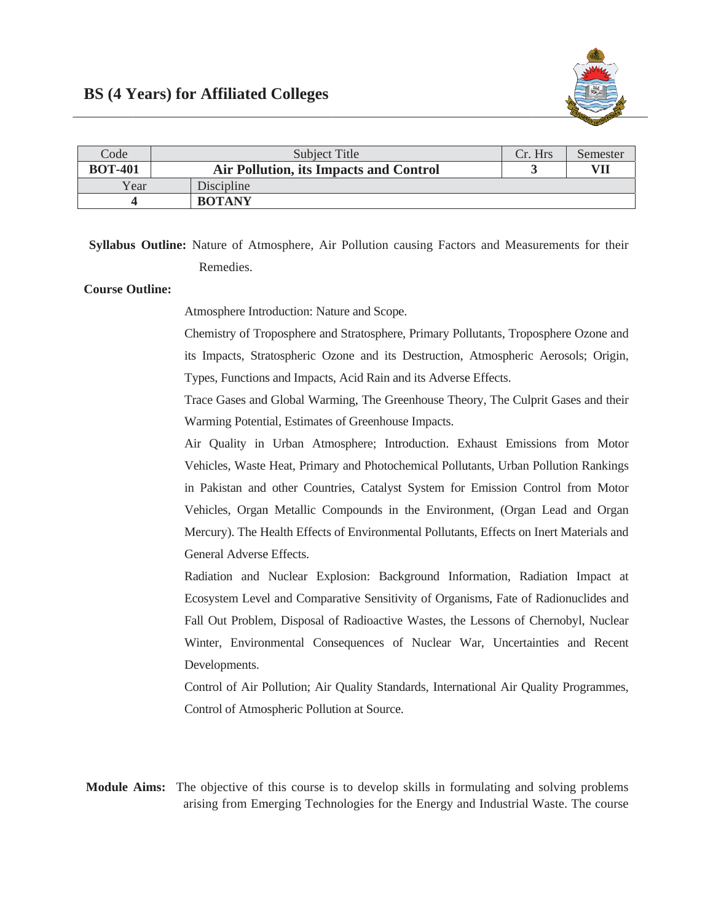## BS (4 Years) for Affiliated Colleges

| Code | Subject Title | | Cr. Hrs | Semester |
|---|---|---|---|---|
| **BOT-401** | **Air Pollution, its Impacts and Control** | | **3** | **VII** |
| Year | Discipline | | | |
| **4** | **BOTANY** | | | |

**Syllabus Outline:** Nature of Atmosphere, Air Pollution causing Factors and Measurements for their Remedies.

**Course Outline:**

Atmosphere Introduction: Nature and Scope.

Chemistry of Troposphere and Stratosphere, Primary Pollutants, Troposphere Ozone and its Impacts, Stratospheric Ozone and its Destruction, Atmospheric Aerosols; Origin, Types, Functions and Impacts, Acid Rain and its Adverse Effects.

Trace Gases and Global Warming, The Greenhouse Theory, The Culprit Gases and their Warming Potential, Estimates of Greenhouse Impacts.

Air Quality in Urban Atmosphere; Introduction. Exhaust Emissions from Motor Vehicles, Waste Heat, Primary and Photochemical Pollutants, Urban Pollution Rankings in Pakistan and other Countries, Catalyst System for Emission Control from Motor Vehicles, Organ Metallic Compounds in the Environment, (Organ Lead and Organ Mercury). The Health Effects of Environmental Pollutants, Effects on Inert Materials and General Adverse Effects.

Radiation and Nuclear Explosion: Background Information, Radiation Impact at Ecosystem Level and Comparative Sensitivity of Organisms, Fate of Radionuclides and Fall Out Problem, Disposal of Radioactive Wastes, the Lessons of Chernobyl, Nuclear Winter, Environmental Consequences of Nuclear War, Uncertainties and Recent Developments.

Control of Air Pollution; Air Quality Standards, International Air Quality Programmes, Control of Atmospheric Pollution at Source.

**Module Aims:** The objective of this course is to develop skills in formulating and solving problems arising from Emerging Technologies for the Energy and Industrial Waste. The course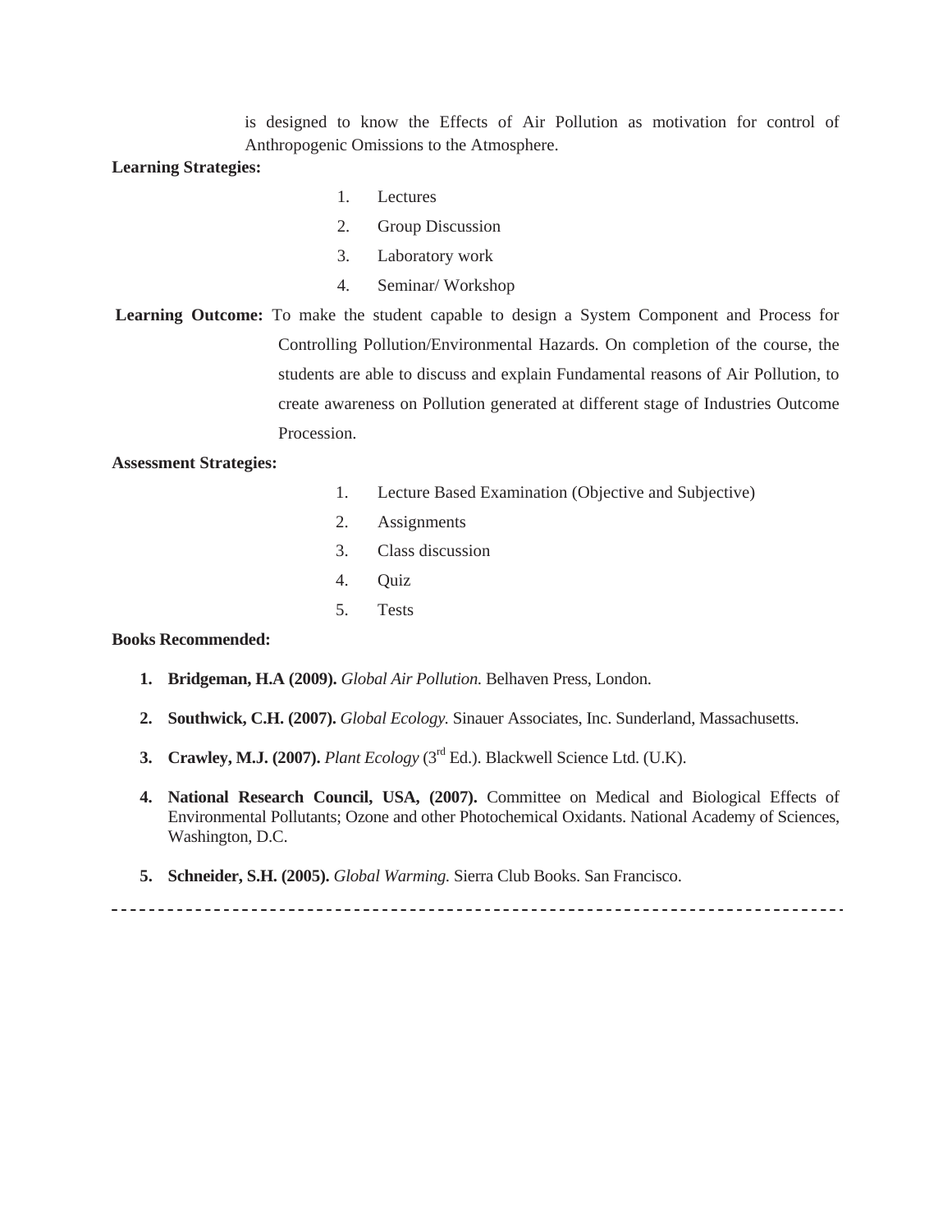is designed to know the Effects of Air Pollution as motivation for control of Anthropogenic Omissions to the Atmosphere.

**Learning Strategies:**

1. Lectures
2. Group Discussion
3. Laboratory work
4. Seminar/ Workshop

**Learning Outcome:** To make the student capable to design a System Component and Process for Controlling Pollution/Environmental Hazards. On completion of the course, the students are able to discuss and explain Fundamental reasons of Air Pollution, to create awareness on Pollution generated at different stage of Industries Outcome Procession.

**Assessment Strategies:**

1. Lecture Based Examination (Objective and Subjective)
2. Assignments
3. Class discussion
4. Quiz
5. Tests

**Books Recommended:**

1. **Bridgeman, H.A (2009).** *Global Air Pollution.* Belhaven Press, London.
2. **Southwick, C.H. (2007).** *Global Ecology.* Sinauer Associates, Inc. Sunderland, Massachusetts.
3. **Crawley, M.J. (2007).** *Plant Ecology* (3rd Ed.). Blackwell Science Ltd. (U.K).
4. **National Research Council, USA, (2007).** Committee on Medical and Biological Effects of Environmental Pollutants; Ozone and other Photochemical Oxidants. National Academy of Sciences, Washington, D.C.
5. **Schneider, S.H. (2005).** *Global Warming.* Sierra Club Books. San Francisco.

---